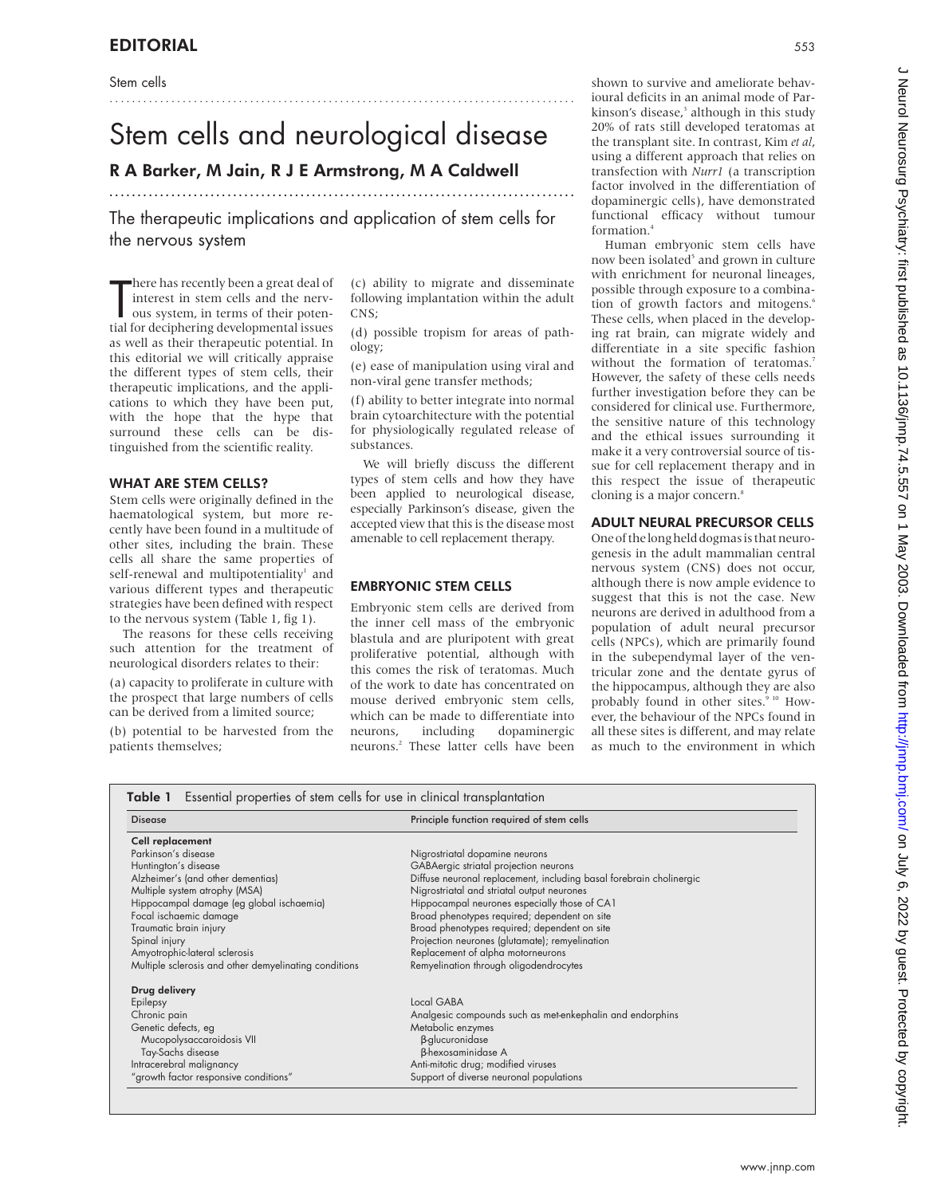EDITORIAL

Stem cells

# Stem cells and neurological disease

## R A Barker, M Jain, R J E Armstrong, M A Caldwell

The therapeutic implications and application of stem cells for the nervous system

There has recently been a great deal of interest in stem cells and the nervous system, in terms of their potential for deciphering developmental issues as well as their therapeutic potential. In this editorial we will critically appraise the different types of stem cells, their therapeutic implications, and the applications to which they have been put, with the hope that the hype that surround these cells can be distinguished from the scientific reality.

### WHAT ARE STEM CELLS?

Stem cells were originally defined in the haematological system, but more recently have been found in a multitude of other sites, including the brain. These cells all share the same properties of self-renewal and multipotentiality[1] and various different types and therapeutic strategies have been defined with respect to the nervous system (Table 1, fig 1).

The reasons for these cells receiving such attention for the treatment of neurological disorders relates to their:

(a) capacity to proliferate in culture with the prospect that large numbers of cells can be derived from a limited source;

(b) potential to be harvested from the patients themselves;

(c) ability to migrate and disseminate following implantation within the adult CNS;

(d) possible tropism for areas of pathology;

(e) ease of manipulation using viral and non-viral gene transfer methods;

(f) ability to better integrate into normal brain cytoarchitecture with the potential for physiologically regulated release of substances.

We will briefly discuss the different types of stem cells and how they have been applied to neurological disease, especially Parkinson's disease, given the accepted view that this is the disease most amenable to cell replacement therapy.

### EMBRYONIC STEM CELLS

Embryonic stem cells are derived from the inner cell mass of the embryonic blastula and are pluripotent with great proliferative potential, although with this comes the risk of teratomas. Much of the work to date has concentrated on mouse derived embryonic stem cells, which can be made to differentiate into neurons, including dopaminergic neurons.[2] These latter cells have been shown to survive and ameliorate behavioural deficits in an animal mode of Parkinson's disease,[3] although in this study 20% of rats still developed teratomas at the transplant site. In contrast, Kim *et al*, using a different approach that relies on transfection with *Nurr1* (a transcription factor involved in the differentiation of dopaminergic cells), have demonstrated functional efficacy without tumour formation.[4]

Human embryonic stem cells have now been isolated[5] and grown in culture with enrichment for neuronal lineages, possible through exposure to a combination of growth factors and mitogens.[6] These cells, when placed in the developing rat brain, can migrate widely and differentiate in a site specific fashion without the formation of teratomas.[7] However, the safety of these cells needs further investigation before they can be considered for clinical use. Furthermore, the sensitive nature of this technology and the ethical issues surrounding it make it a very controversial source of tissue for cell replacement therapy and in this respect the issue of therapeutic cloning is a major concern.[8]

### ADULT NEURAL PRECURSOR CELLS

One of the long held dogmas is that neurogenesis in the adult mammalian central nervous system (CNS) does not occur, although there is now ample evidence to suggest that this is not the case. New neurons are derived in adulthood from a population of adult neural precursor cells (NPCs), which are primarily found in the subependymal layer of the ventricular zone and the dentate gyrus of the hippocampus, although they are also probably found in other sites.[9 10] However, the behaviour of the NPCs found in all these sites is different, and may relate as much to the environment in which

**Table 1** Essential properties of stem cells for use in clinical transplantation

| Disease | Principle function required of stem cells |
|---|---|
| **Cell replacement** | |
| Parkinson's disease | Nigrostriatal dopamine neurons |
| Huntington's disease | GABAergic striatal projection neurons |
| Alzheimer's (and other dementias) | Diffuse neuronal replacement, including basal forebrain cholinergic |
| Multiple system atrophy (MSA) | Nigrostriatal and striatal output neurones |
| Hippocampal damage (eg global ischaemia) | Hippocampal neurones especially those of CA1 |
| Focal ischaemic damage | Broad phenotypes required; dependent on site |
| Traumatic brain injury | Broad phenotypes required; dependent on site |
| Spinal injury | Projection neurones (glutamate); remyelination |
| Amyotrophic-lateral sclerosis | Replacement of alpha motorneurons |
| Multiple sclerosis and other demyelinating conditions | Remyelination through oligodendrocytes |
| **Drug delivery** | |
| Epilepsy | Local GABA |
| Chronic pain | Analgesic compounds such as met-enkephalin and endorphins |
| Genetic defects, eg | Metabolic enzymes |
| Mucopolysaccaroidosis VII | β-glucuronidase |
| Tay-Sachs disease | β-hexosaminidase A |
| Intracerebral malignancy | Anti-mitotic drug; modified viruses |
| "growth factor responsive conditions" | Support of diverse neuronal populations |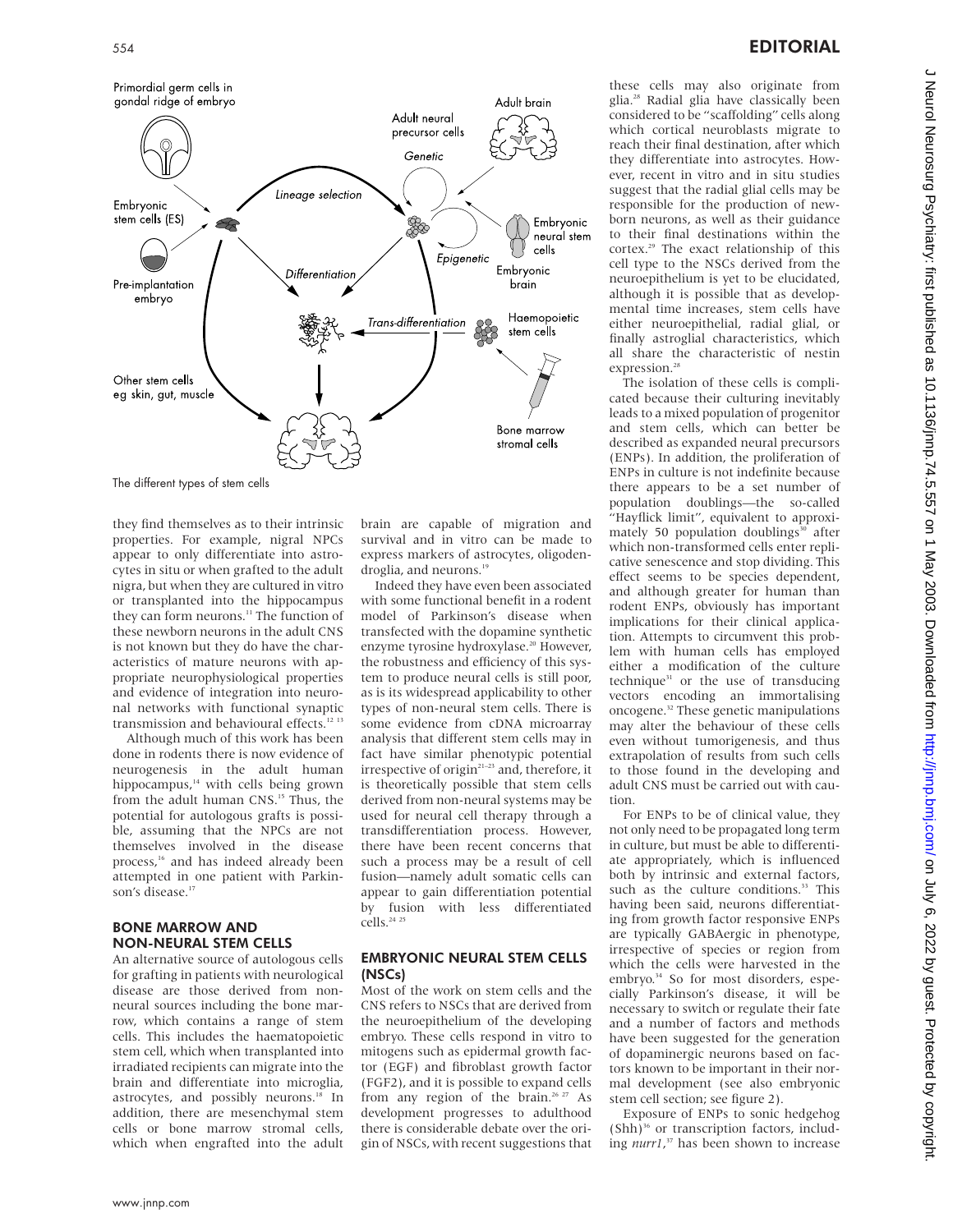The different types of stem cells

they find themselves as to their intrinsic properties. For example, nigral NPCs appear to only differentiate into astrocytes in situ or when grafted to the adult nigra, but when they are cultured in vitro or transplanted into the hippocampus they can form neurons.[11] The function of these newborn neurons in the adult CNS is not known but they do have the characteristics of mature neurons with appropriate neurophysiological properties and evidence of integration into neuronal networks with functional synaptic transmission and behavioural effects.[12 13]

Although much of this work has been done in rodents there is now evidence of neurogenesis in the adult human hippocampus,[14] with cells being grown from the adult human CNS.[15] Thus, the potential for autologous grafts is possible, assuming that the NPCs are not themselves involved in the disease process,[16] and has indeed already been attempted in one patient with Parkinson's disease.[17]

## BONE MARROW AND NON-NEURAL STEM CELLS

An alternative source of autologous cells for grafting in patients with neurological disease are those derived from non-neural sources including the bone marrow, which contains a range of stem cells. This includes the haematopoietic stem cell, which when transplanted into irradiated recipients can migrate into the brain and differentiate into microglia, astrocytes, and possibly neurons.[18] In addition, there are mesenchymal stem cells or bone marrow stromal cells, which when engrafted into the adult brain are capable of migration and survival and in vitro can be made to express markers of astrocytes, oligodendroglia, and neurons.[19]

Indeed they have even been associated with some functional benefit in a rodent model of Parkinson's disease when transfected with the dopamine synthetic enzyme tyrosine hydroxylase.[20] However, the robustness and efficiency of this system to produce neural cells is still poor, as is its widespread applicability to other types of non-neural stem cells. There is some evidence from cDNA microarray analysis that different stem cells may in fact have similar phenotypic potential irrespective of origin[21–23] and, therefore, it is theoretically possible that stem cells derived from non-neural systems may be used for neural cell therapy through a transdifferentiation process. However, there have been recent concerns that such a process may be a result of cell fusion—namely adult somatic cells can appear to gain differentiation potential by fusion with less differentiated cells.[24 25]

## EMBRYONIC NEURAL STEM CELLS (NSCs)

Most of the work on stem cells and the CNS refers to NSCs that are derived from the neuroepithelium of the developing embryo. These cells respond in vitro to mitogens such as epidermal growth factor (EGF) and fibroblast growth factor (FGF2), and it is possible to expand cells from any region of the brain.[26 27] As development progresses to adulthood there is considerable debate over the origin of NSCs, with recent suggestions that these cells may also originate from glia.[28] Radial glia have classically been considered to be "scaffolding" cells along which cortical neuroblasts migrate to reach their final destination, after which they differentiate into astrocytes. However, recent in vitro and in situ studies suggest that the radial glial cells may be responsible for the production of newborn neurons, as well as their guidance to their final destinations within the cortex.[29] The exact relationship of this cell type to the NSCs derived from the neuroepithelium is yet to be elucidated, although it is possible that as developmental time increases, stem cells have either neuroepithelial, radial glial, or finally astroglial characteristics, which all share the characteristic of nestin expression.[28]

The isolation of these cells is complicated because their culturing inevitably leads to a mixed population of progenitor and stem cells, which can better be described as expanded neural precursors (ENPs). In addition, the proliferation of ENPs in culture is not indefinite because there appears to be a set number of population doublings—the so-called "Hayflick limit", equivalent to approximately 50 population doublings[30] after which non-transformed cells enter replicative senescence and stop dividing. This effect seems to be species dependent, and although greater for human than rodent ENPs, obviously has important implications for their clinical application. Attempts to circumvent this problem with human cells has employed either a modification of the culture technique[31] or the use of transducing vectors encoding an immortalising oncogene.[32] These genetic manipulations may alter the behaviour of these cells even without tumorigenesis, and thus extrapolation of results from such cells to those found in the developing and adult CNS must be carried out with caution.

For ENPs to be of clinical value, they not only need to be propagated long term in culture, but must be able to differentiate appropriately, which is influenced both by intrinsic and external factors, such as the culture conditions.[33] This having been said, neurons differentiating from growth factor responsive ENPs are typically GABAergic in phenotype, irrespective of species or region from which the cells were harvested in the embryo.[34] So for most disorders, especially Parkinson's disease, it will be necessary to switch or regulate their fate and a number of factors and methods have been suggested for the generation of dopaminergic neurons based on factors known to be important in their normal development (see also embryonic stem cell section; see figure 2).

Exposure of ENPs to sonic hedgehog (Shh)[36] or transcription factors, including *nurr1*,[37] has been shown to increase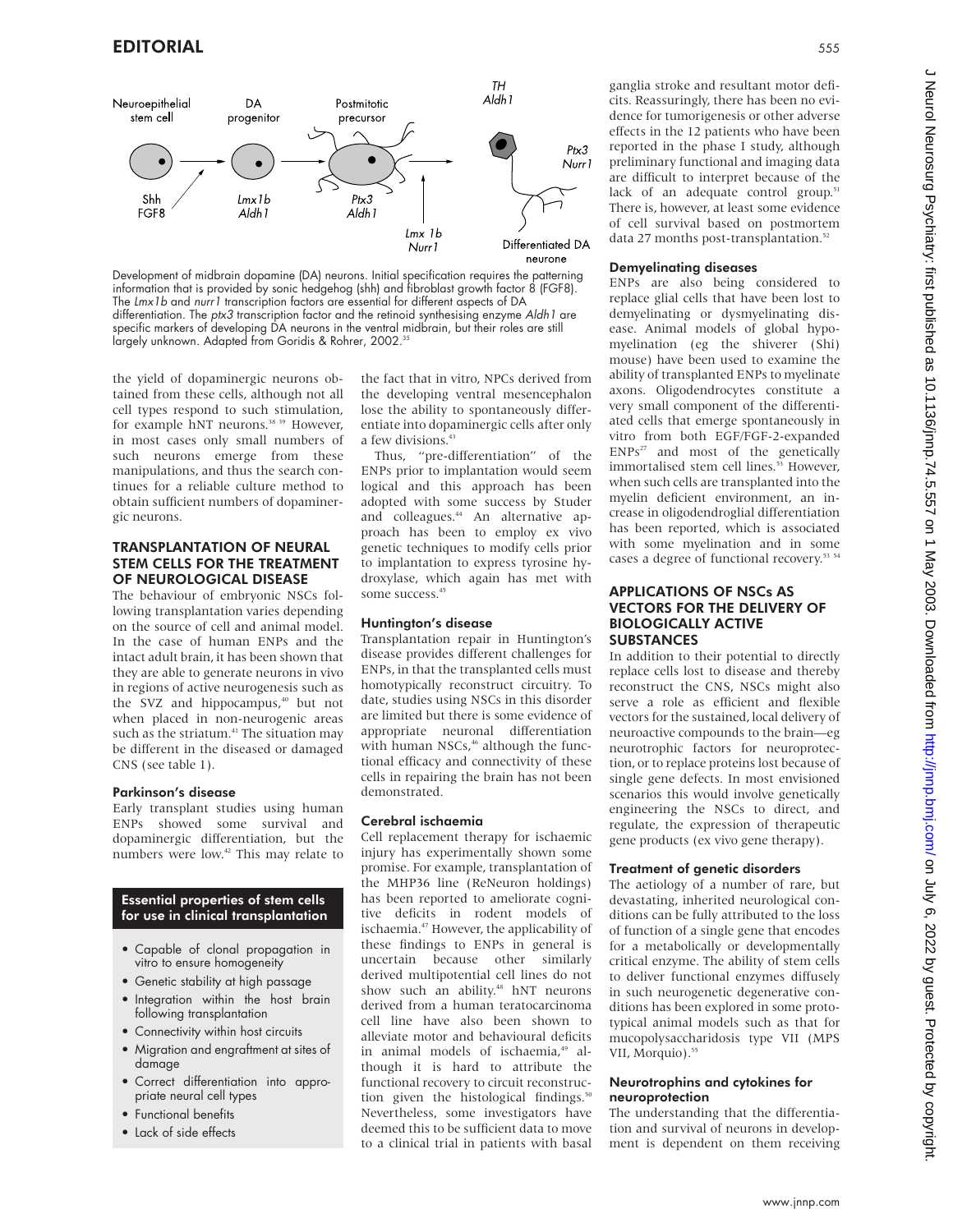Development of midbrain dopamine (DA) neurons. Initial specification requires the patterning information that is provided by sonic hedgehog (shh) and fibroblast growth factor 8 (FGF8). The *Lmx1b* and *nurr1* transcription factors are essential for different aspects of DA differentiation. The *ptx3* transcription factor and the retinoid synthesising enzyme *Aldh1* are specific markers of developing DA neurons in the ventral midbrain, but their roles are still largely unknown. Adapted from Goridis & Rohrer, 2002.[35]

the yield of dopaminergic neurons obtained from these cells, although not all cell types respond to such stimulation, for example hNT neurons.[38 39] However, in most cases only small numbers of such neurons emerge from these manipulations, and thus the search continues for a reliable culture method to obtain sufficient numbers of dopaminergic neurons.

## TRANSPLANTATION OF NEURAL STEM CELLS FOR THE TREATMENT OF NEUROLOGICAL DISEASE

The behaviour of embryonic NSCs following transplantation varies depending on the source of cell and animal model. In the case of human ENPs and the intact adult brain, it has been shown that they are able to generate neurons in vivo in regions of active neurogenesis such as the SVZ and hippocampus,[40] but not when placed in non-neurogenic areas such as the striatum.[41] The situation may be different in the diseased or damaged CNS (see table 1).

### Parkinson's disease

Early transplant studies using human ENPs showed some survival and dopaminergic differentiation, but the numbers were low.[42] This may relate to the fact that in vitro, NPCs derived from the developing ventral mesencephalon lose the ability to spontaneously differentiate into dopaminergic cells after only a few divisions.[43]

Thus, "pre-differentiation" of the ENPs prior to implantation would seem logical and this approach has been adopted with some success by Studer and colleagues.[44] An alternative approach has been to employ ex vivo genetic techniques to modify cells prior to implantation to express tyrosine hydroxylase, which again has met with some success.[45]

### Huntington's disease

Transplantation repair in Huntington's disease provides different challenges for ENPs, in that the transplanted cells must homotypically reconstruct circuitry. To date, studies using NSCs in this disorder are limited but there is some evidence of appropriate neuronal differentiation with human NSCs,[46] although the functional efficacy and connectivity of these cells in repairing the brain has not been demonstrated.

### Cerebral ischaemia

Cell replacement therapy for ischaemic injury has experimentally shown some promise. For example, transplantation of the MHP36 line (ReNeuron holdings) has been reported to ameliorate cognitive deficits in rodent models of ischaemia.[47] However, the applicability of these findings to ENPs in general is uncertain because other similarly derived multipotential cell lines do not show such an ability.[48] hNT neurons derived from a human teratocarcinoma cell line have also been shown to alleviate motor and behavioural deficits in animal models of ischaemia,[49] although it is hard to attribute the functional recovery to circuit reconstruction given the histological findings.[50] Nevertheless, some investigators have deemed this to be sufficient data to move to a clinical trial in patients with basal ganglia stroke and resultant motor deficits. Reassuringly, there has been no evidence for tumorigenesis or other adverse effects in the 12 patients who have been reported in the phase I study, although preliminary functional and imaging data are difficult to interpret because of the lack of an adequate control group.[51] There is, however, at least some evidence of cell survival based on postmortem data 27 months post-transplantation.[52]

### Demyelinating diseases

ENPs are also being considered to replace glial cells that have been lost to demyelinating or dysmyelinating disease. Animal models of global hypomyelination (eg the shiverer (Shi) mouse) have been used to examine the ability of transplanted ENPs to myelinate axons. Oligodendrocytes constitute a very small component of the differentiated cells that emerge spontaneously in vitro from both EGF/FGF-2-expanded ENPs[27] and most of the genetically immortalised stem cell lines.[53] However, when such cells are transplanted into the myelin deficient environment, an increase in oligodendroglial differentiation has been reported, which is associated with some myelination and in some cases a degree of functional recovery.[53 54]

**Essential properties of stem cells for use in clinical transplantation**

- Capable of clonal propagation in vitro to ensure homogeneity
- Genetic stability at high passage
- Integration within the host brain following transplantation
- Connectivity within host circuits
- Migration and engraftment at sites of damage
- Correct differentiation into appropriate neural cell types
- Functional benefits
- Lack of side effects

## APPLICATIONS OF NSCs AS VECTORS FOR THE DELIVERY OF BIOLOGICALLY ACTIVE SUBSTANCES

In addition to their potential to directly replace cells lost to disease and thereby reconstruct the CNS, NSCs might also serve a role as efficient and flexible vectors for the sustained, local delivery of neuroactive compounds to the brain—eg neurotrophic factors for neuroprotection, or to replace proteins lost because of single gene defects. In most envisioned scenarios this would involve genetically engineering the NSCs to direct, and regulate, the expression of therapeutic gene products (ex vivo gene therapy).

### Treatment of genetic disorders

The aetiology of a number of rare, but devastating, inherited neurological conditions can be fully attributed to the loss of function of a single gene that encodes for a metabolically or developmentally critical enzyme. The ability of stem cells to deliver functional enzymes diffusely in such neurogenic degenerative conditions has been explored in some prototypical animal models such as that for mucopolysaccharidosis type VII (MPS VII, Morquio).[55]

### Neurotrophins and cytokines for neuroprotection

The understanding that the differentiation and survival of neurons in development is dependent on them receiving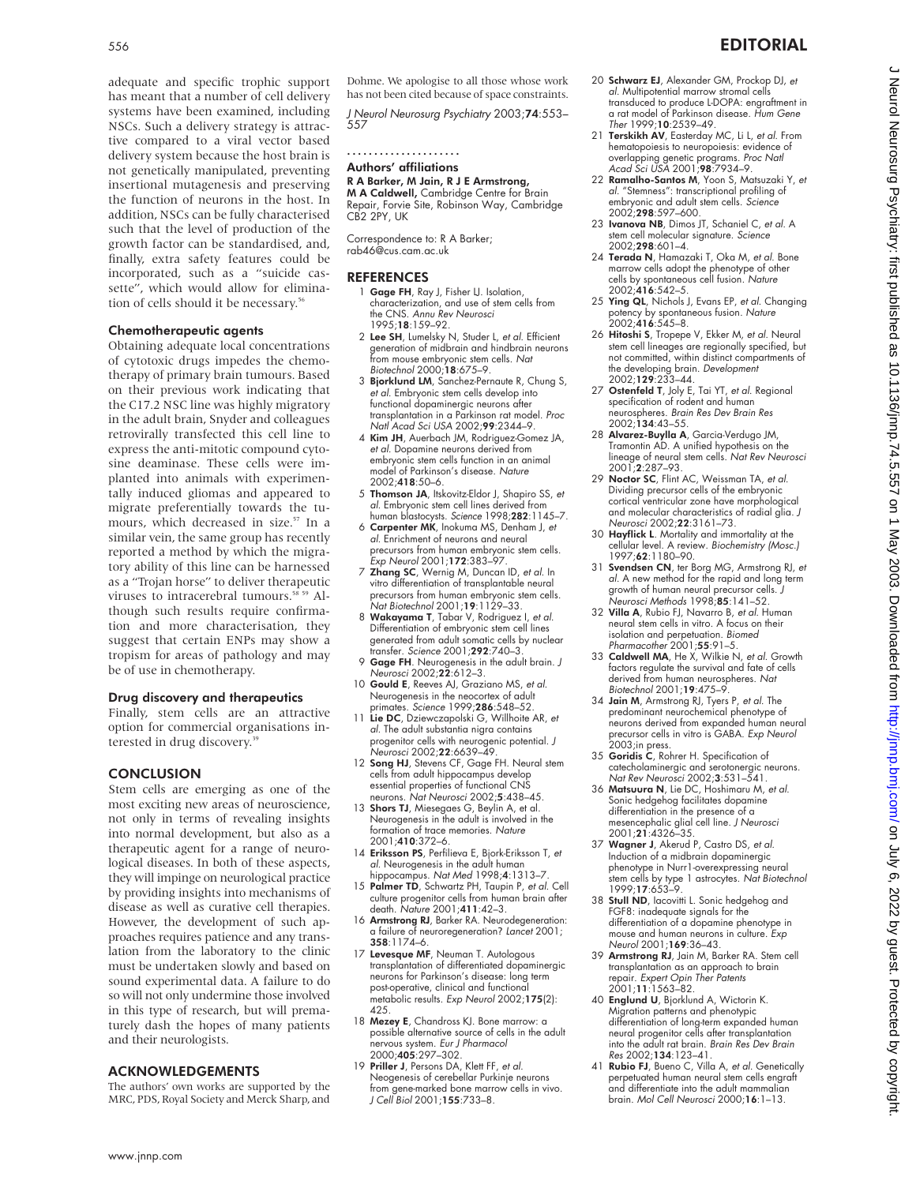adequate and specific trophic support has meant that a number of cell delivery systems have been examined, including NSCs. Such a delivery strategy is attractive compared to a viral vector based delivery system because the host brain is not genetically manipulated, preventing insertional mutagenesis and preserving the function of neurons in the host. In addition, NSCs can be fully characterised such that the level of production of the growth factor can be standardised, and, finally, extra safety features could be incorporated, such as a "suicide cassette", which would allow for elimination of cells should it be necessary.[56]

### Chemotherapeutic agents

Obtaining adequate local concentrations of cytotoxic drugs impedes the chemotherapy of primary brain tumours. Based on their previous work indicating that the C17.2 NSC line was highly migratory in the adult brain, Snyder and colleagues retrovirally transfected this cell line to express the anti-mitotic compound cytosine deaminase. These cells were implanted into animals with experimentally induced gliomas and appeared to migrate preferentially towards the tumours, which decreased in size.[57] In a similar vein, the same group has recently reported a method by which the migratory ability of this line can be harnessed as a "Trojan horse" to deliver therapeutic viruses to intracerebral tumours.[58 59] Although such results require confirmation and more characterisation, they suggest that certain ENPs may show a tropism for areas of pathology and may be of use in chemotherapy.

### Drug discovery and therapeutics

Finally, stem cells are an attractive option for commercial organisations interested in drug discovery.[39]

## CONCLUSION

Stem cells are emerging as one of the most exciting new areas of neuroscience, not only in terms of revealing insights into normal development, but also as a therapeutic agent for a range of neurological diseases. In both of these aspects, they will impinge on neurological practice by providing insights into mechanisms of disease as well as curative cell therapies. However, the development of such approaches requires patience and any translation from the laboratory to the clinic must be undertaken slowly and based on sound experimental data. A failure to do so will not only undermine those involved in this type of research, but will prematurely dash the hopes of many patients and their neurologists.

## ACKNOWLEDGEMENTS

The authors' own works are supported by the MRC, PDS, Royal Society and Merck Sharp, and Dohme. We apologise to all those whose work has not been cited because of space constraints.

*J Neurol Neurosurg Psychiatry* 2003;**74**:553–557

### Authors' affiliations

**R A Barker, M Jain, R J E Armstrong, M A Caldwell,** Cambridge Centre for Brain Repair, Forvie Site, Robinson Way, Cambridge CB2 2PY, UK

Correspondence to: R A Barker; rab46@cus.cam.ac.uk

## REFERENCES

1. **Gage FH**, Ray J, Fisher LJ. Isolation, characterization, and use of stem cells from the CNS. *Annu Rev Neurosci* 1995;**18**:159–92.
2. **Lee SH**, Lumelsky N, Studer L, *et al.* Efficient generation of midbrain and hindbrain neurons from mouse embryonic stem cells. *Nat Biotechnol* 2000;**18**:675–9.
3. **Bjorklund LM**, Sanchez-Pernaute R, Chung S, *et al.* Embryonic stem cells develop into functional dopaminergic neurons after transplantation in a Parkinson rat model. *Proc Natl Acad Sci USA* 2002;**99**:2344–9.
4. **Kim JH**, Auerbach JM, Rodriguez-Gomez JA, *et al.* Dopamine neurons derived from embryonic stem cells function in an animal model of Parkinson's disease. *Nature* 2002;**418**:50–6.
5. **Thomson JA**, Itskovitz-Eldor J, Shapiro SS, *et al.* Embryonic stem cell lines derived from human blastocysts. *Science* 1998;**282**:1145–7.
6. **Carpenter MK**, Inokuma MS, Denham J, *et al.* Enrichment of neurons and neural precursors from human embryonic stem cells. *Exp Neurol* 2001;**172**:383–97.
7. **Zhang SC**, Wernig M, Duncan ID, *et al.* In vitro differentiation of transplantable neural precursors from human embryonic stem cells. *Nat Biotechnol* 2001;**19**:1129–33.
8. **Wakayama T**, Tabar V, Rodriguez I, *et al.* Differentiation of embryonic stem cell lines generated from adult somatic cells by nuclear transfer. *Science* 2001;**292**:740–3.
9. **Gage FH**. Neurogenesis in the adult brain. *J Neurosci* 2002;**22**:612–3.
10. **Gould E**, Reeves AJ, Graziano MS, *et al.* Neurogenesis in the neocortex of adult primates. *Science* 1999;**286**:548–52.
11. **Lie DC**, Dziewczapolski G, Willhoite AR, *et al.* The adult substantia nigra contains progenitor cells with neurogenic potential. *J Neurosci* 2002;**22**:6639–49.
12. **Song HJ**, Stevens CF, Gage FH. Neural stem cells from adult hippocampus develop essential properties of functional CNS neurons. *Nat Neurosci* 2002;**5**:438–45.
13. **Shors TJ**, Miesegaes G, Beylin A, et al. Neurogenesis in the adult is involved in the formation of trace memories. *Nature* 2001;**410**:372–6.
14. **Eriksson PS**, Perfilieva E, Bjork-Eriksson T, *et al.* Neurogenesis in the adult human hippocampus. *Nat Med* 1998;**4**:1313–7.
15. **Palmer TD**, Schwartz PH, Taupin P, *et al.* Cell culture progenitor cells from human brain after death. *Nature* 2001;**411**:42–3.
16. **Armstrong RJ**, Barker RA. Neurodegeneration: a failure of neuroregeneration? *Lancet* 2001; **358**:1174–6.
17. **Levesque MF**, Neuman T. Autologous transplantation of differentiated dopaminergic neurons for Parkinson's disease: long term post-operative, clinical and functional metabolic results. *Exp Neurol* 2002;**175**(2): 425.
18. **Mezey E**, Chandross KJ. Bone marrow: a possible alternative source of cells in the adult nervous system. *Eur J Pharmacol* 2000;**405**:297–302.
19. **Priller J**, Persons DA, Klett FF, *et al.* Neogenesis of cerebellar Purkinje neurons from gene-marked bone marrow cells in vivo. *J Cell Biol* 2001;**155**:733–8.
20. **Schwarz EJ**, Alexander GM, Prockop DJ, *et al.* Multipotential marrow stromal cells transduced to produce L-DOPA: engraftment in a rat model of Parkinson disease. *Hum Gene Ther* 1999;**10**:2539–49.
21. **Terskikh AV**, Easterday MC, Li L, *et al.* From hematopoiesis to neuropoiesis: evidence of overlapping genetic programs. *Proc Natl Acad Sci USA* 2001;**98**:7934–9.
22. **Ramalho-Santos M**, Yoon S, Matsuzaki Y, *et al.* "Stemness": transcriptional profiling of embryonic and adult stem cells. *Science* 2002;**298**:597–600.
23. **Ivanova NB**, Dimos JT, Schaniel C, *et al.* A stem cell molecular signature. *Science* 2002;**298**:601–4.
24. **Terada N**, Hamazaki T, Oka M, *et al.* Bone marrow cells adopt the phenotype of other cells by spontaneous cell fusion. *Nature* 2002;**416**:542–5.
25. **Ying QL**, Nichols J, Evans EP, *et al.* Changing potency by spontaneous fusion. *Nature* 2002;**416**:545–8.
26. **Hitoshi S**, Tropepe V, Ekker M, *et al.* Neural stem cell lineages are regionally specified, but not committed, within distinct compartments of the developing brain. *Development* 2002;**129**:233–44.
27. **Ostenfeld T**, Joly E, Tai YT, *et al.* Regional specification of rodent and human neurospheres. *Brain Res Dev Brain Res* 2002;**134**:43–55.
28. **Alvarez-Buylla A**, Garcia-Verdugo JM, Tramontin AD. A unified hypothesis on the lineage of neural stem cells. *Nat Rev Neurosci* 2001;**2**:287–93.
29. **Noctor SC**, Flint AC, Weissman TA, *et al.* Dividing precursor cells of the embryonic cortical ventricular zone have morphological and molecular characteristics of radial glia. *J Neurosci* 2002;**22**:3161–73.
30. **Hayflick L**. Mortality and immortality at the cellular level. A review. *Biochemistry (Mosc.)* 1997;**62**:1180–90.
31. **Svendsen CN**, ter Borg MG, Armstrong RJ, *et al.* A new method for the rapid and long term growth of human neural precursor cells. *J Neurosci Methods* 1998;**85**:141–52.
32. **Villa A**, Rubio FJ, Navarro B, *et al.* Human neural stem cells in vitro. A focus on their isolation and perpetuation. *Biomed Pharmacother* 2001;**55**:91–5.
33. **Caldwell MA**, He X, Wilkie N, *et al.* Growth factors regulate the survival and fate of cells derived from human neurospheres. *Nat Biotechnol* 2001;**19**:475–9.
34. **Jain M**, Armstrong RJ, Tyers P, *et al.* The predominant neurochemical phenotype of neurons derived from expanded human neural precursor cells in vitro is GABA. *Exp Neurol* 2003;in press.
35. **Goridis C**, Rohrer H. Specification of catecholaminergic and serotonergic neurons. *Nat Rev Neurosci* 2002;**3**:531–541.
36. **Matsuura N**, Lie DC, Hoshimaru M, *et al.* Sonic hedgehog facilitates dopamine differentiation in the presence of a mesencephalic glial cell line. *J Neurosci* 2001;**21**:4326–35.
37. **Wagner J**, Akerud P, Castro DS, *et al.* Induction of a midbrain dopaminergic phenotype in Nurr1-overexpressing neural stem cells by type 1 astrocytes. *Nat Biotechnol* 1999;**17**:653–9.
38. **Stull ND**, Iacovitti L. Sonic hedgehog and FGF8: inadequate signals for the differentiation of a dopamine phenotype in mouse and human neurons in culture. *Exp Neurol* 2001;**169**:36–43.
39. **Armstrong RJ**, Jain M, Barker RA. Stem cell transplantation as an approach to brain repair. *Expert Opin Ther Patents* 2001;**11**:1563–82.
40. **Englund U**, Bjorklund A, Wictorin K. Migration patterns and phenotypic differentiation of long-term expanded human neural progenitor cells after transplantation into the adult rat brain. *Brain Res Dev Brain Res* 2002;**134**:123–41.
41. **Rubio FJ**, Bueno C, Villa A, *et al.* Genetically perpetuated human neural stem cells engraft and differentiate into the adult mammalian brain. *Mol Cell Neurosci* 2000;**16**:1–13.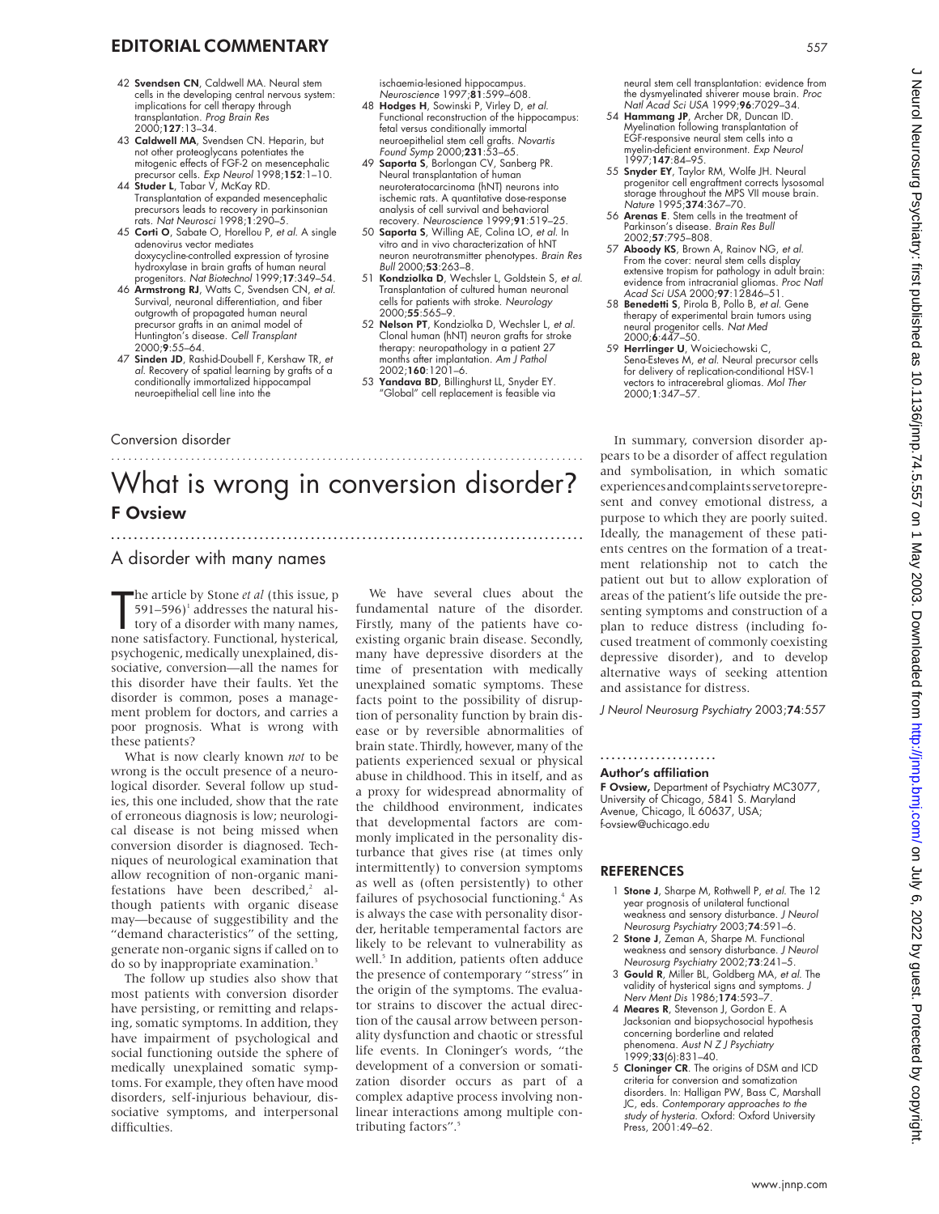42 **Svendsen CN**, Caldwell MA. Neural stem cells in the developing central nervous system: implications for cell therapy through transplantation. *Prog Brain Res* 2000;**127**:13–34.

43 **Caldwell MA**, Svendsen CN. Heparin, but not other proteoglycans potentiates the mitogenic effects of FGF-2 on mesencephalic precursor cells. *Exp Neurol* 1998;**152**:1–10.

44 **Studer L**, Tabar V, McKay RD. Transplantation of expanded mesencephalic precursors leads to recovery in parkinsonian rats. *Nat Neurosci* 1998;**1**:290–5.

45 **Corti O**, Sabate O, Horellou P, *et al*. A single adenovirus vector mediates doxycycline-controlled expression of tyrosine hydroxylase in brain grafts of human neural progenitors. *Nat Biotechnol* 1999;**17**:349–54.

46 **Armstrong RJ**, Watts C, Svendsen CN, *et al*. Survival, neuronal differentiation, and fiber outgrowth of propagated human neural precursor grafts in an animal model of Huntington's disease. *Cell Transplant* 2000;**9**:55–64.

47 **Sinden JD**, Rashid-Doubell F, Kershaw TR, *et al*. Recovery of spatial learning by grafts of a conditionally immortalized hippocampal neuroepithelial cell line into the ischaemia-lesioned hippocampus. *Neuroscience* 1997;**81**:599–608.

48 **Hodges H**, Sowinski P, Virley D, *et al*. Functional reconstruction of the hippocampus: fetal versus conditionally immortal neuroepithelial stem cell grafts. *Novartis Found Symp* 2000;**231**:53–65.

49 **Saporta S**, Borlongan CV, Sanberg PR. Neural transplantation of human neuroteratocarcinoma (hNT) neurons into ischemic rats. A quantitative dose-response analysis of cell survival and behavioral recovery. *Neuroscience* 1999;**91**:519–25.

50 **Saporta S**, Willing AE, Colina LO, *et al*. In vitro and in vivo characterization of hNT neuron neurotransmitter phenotypes. *Brain Res Bull* 2000;**53**:263–8.

51 **Kondziolka D**, Wechsler L, Goldstein S, *et al*. Transplantation of cultured human neuronal cells for patients with stroke. *Neurology* 2000;**55**:565–9.

52 **Nelson PT**, Kondziolka D, Wechsler L, *et al*. Clonal human (hNT) neuron grafts for stroke therapy: neuropathology in a patient 27 months after implantation. *Am J Pathol* 2002;**160**:1201–6.

53 **Yandava BD**, Billinghurst LL, Snyder EY. "Global" cell replacement is feasible via neural stem cell transplantation: evidence from the dysmyelinated shiverer mouse brain. *Proc Natl Acad Sci USA* 1999;**96**:7029–34.

54 **Hammang JP**, Archer DR, Duncan ID. Myelination following transplantation of EGF-responsive neural stem cells into a myelin-deficient environment. *Exp Neurol* 1997;**147**:84–95.

55 **Snyder EY**, Taylor RM, Wolfe JH. Neural progenitor cell engraftment corrects lysosomal storage throughout the MPS VII mouse brain. *Nature* 1995;**374**:367–70.

56 **Arenas E**. Stem cells in the treatment of Parkinson's disease. *Brain Res Bull* 2002;**57**:795–808.

57 **Aboody KS**, Brown A, Rainov NG, *et al*. From the cover: neural stem cells display extensive tropism for pathology in adult brain: evidence from intracranial gliomas. *Proc Natl Acad Sci USA* 2000;**97**:12846–51.

58 **Benedetti S**, Pirola B, Pollo B, *et al*. Gene therapy of experimental brain tumors using neural progenitor cells. *Nat Med* 2000;**6**:447–50.

59 **Herrlinger U**, Woiciechowski C, Sena-Esteves M, *et al*. Neural precursor cells for delivery of replication-conditional HSV-1 vectors to intracerebral gliomas. *Mol Ther* 2000;**1**:347–57.

Conversion disorder

# What is wrong in conversion disorder?

**F Ovsiew**

## A disorder with many names

The article by Stone *et al* (this issue, p 591–596)[1] addresses the natural history of a disorder with many names, none satisfactory. Functional, hysterical, psychogenic, medically unexplained, dissociative, conversion—all the names for this disorder have their faults. Yet the disorder is common, poses a management problem for doctors, and carries a poor prognosis. What is wrong with these patients?

What is now clearly known *not* to be wrong is the occult presence of a neurological disorder. Several follow up studies, this one included, show that the rate of erroneous diagnosis is low; neurological disease is not being missed when conversion disorder is diagnosed. Techniques of neurological examination that allow recognition of non-organic manifestations have been described,[2] although patients with organic disease may—because of suggestibility and the "demand characteristics" of the setting, generate non-organic signs if called on to do so by inappropriate examination.[3]

The follow up studies also show that most patients with conversion disorder have persisting, or remitting and relapsing, somatic symptoms. In addition, they have impairment of psychological and social functioning outside the sphere of medically unexplained somatic symptoms. For example, they often have mood disorders, self-injurious behaviour, dissociative symptoms, and interpersonal difficulties.

We have several clues about the fundamental nature of the disorder. Firstly, many of the patients have coexisting organic brain disease. Secondly, many have depressive disorders at the time of presentation with medically unexplained somatic symptoms. These facts point to the possibility of disruption of personality function by brain disease or by reversible abnormalities of brain state. Thirdly, however, many of the patients experienced sexual or physical abuse in childhood. This in itself, and as a proxy for widespread abnormality of the childhood environment, indicates that developmental factors are commonly implicated in the personality disturbance that gives rise (at times only intermittently) to conversion symptoms as well as (often persistently) to other failures of psychosocial functioning.[4] As is always the case with personality disorder, heritable temperamental factors are likely to be relevant to vulnerability as well.[5] In addition, patients often adduce the presence of contemporary "stress" in the origin of the symptoms. The evaluator strains to discover the actual direction of the causal arrow between personality dysfunction and chaotic or stressful life events. In Cloninger's words, "the development of a conversion or somatization disorder occurs as part of a complex adaptive process involving nonlinear interactions among multiple contributing factors".[5]

In summary, conversion disorder appears to be a disorder of affect regulation and symbolisation, in which somatic experiences and complaints serve to represent and convey emotional distress, a purpose to which they are poorly suited. Ideally, the management of these patients centres on the formation of a treatment relationship not to catch the patient out but to allow exploration of areas of the patient's life outside the presenting symptoms and construction of a plan to reduce distress (including focused treatment of commonly coexisting depressive disorder), and to develop alternative ways of seeking attention and assistance for distress.

*J Neurol Neurosurg Psychiatry* 2003;**74**:557

### Author's affiliation

**F Ovsiew,** Department of Psychiatry MC3077, University of Chicago, 5841 S. Maryland Avenue, Chicago, IL 60637, USA; f-ovsiew@uchicago.edu

## REFERENCES

1 **Stone J**, Sharpe M, Rothwell P, *et al*. The 12 year prognosis of unilateral functional weakness and sensory disturbance. *J Neurol Neurosurg Psychiatry* 2003;**74**:591–6.

2 **Stone J**, Zeman A, Sharpe M. Functional weakness and sensory disturbance. *J Neurol Neurosurg Psychiatry* 2002;**73**:241–5.

3 **Gould R**, Miller BL, Goldberg MA, *et al*. The validity of hysterical signs and symptoms. *J Nerv Ment Dis* 1986;**174**:593–7.

4 **Meares R**, Stevenson J, Gordon E. A Jacksonian and biopsychosocial hypothesis concerning borderline and related phenomena. *Aust N Z J Psychiatry* 1999;**33**(6):831–40.

5 **Cloninger CR**. The origins of DSM and ICD criteria for conversion and somatization disorders. In: Halligan PW, Bass C, Marshall JC, eds. *Contemporary approaches to the study of hysteria*. Oxford: Oxford University Press, 2001:49–62.